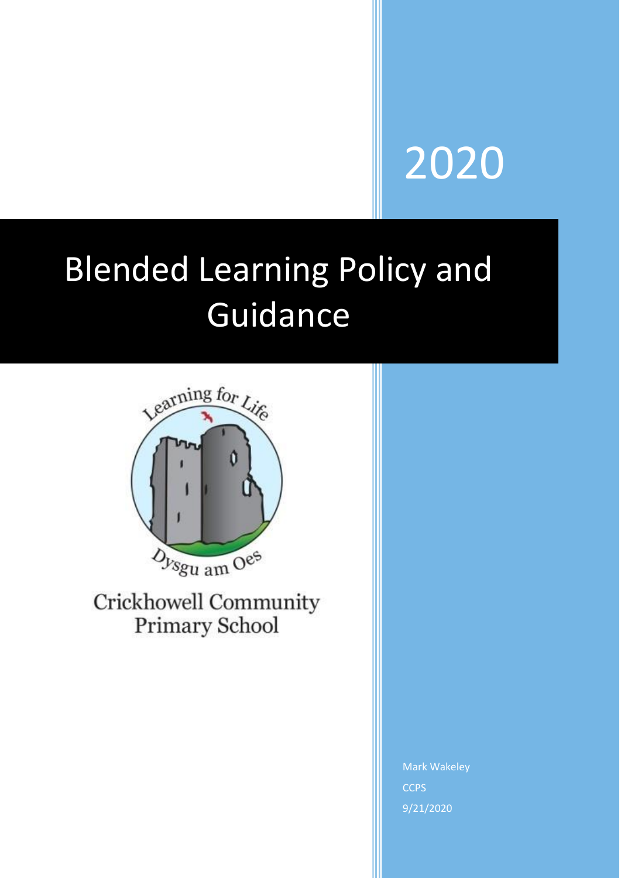2020

# Blended Learning Policy and Guidance

Learning for Life

Dysgu am Oes

Crickhowell Community Primary School

Mark Wakeley

CCPS

9/21/2020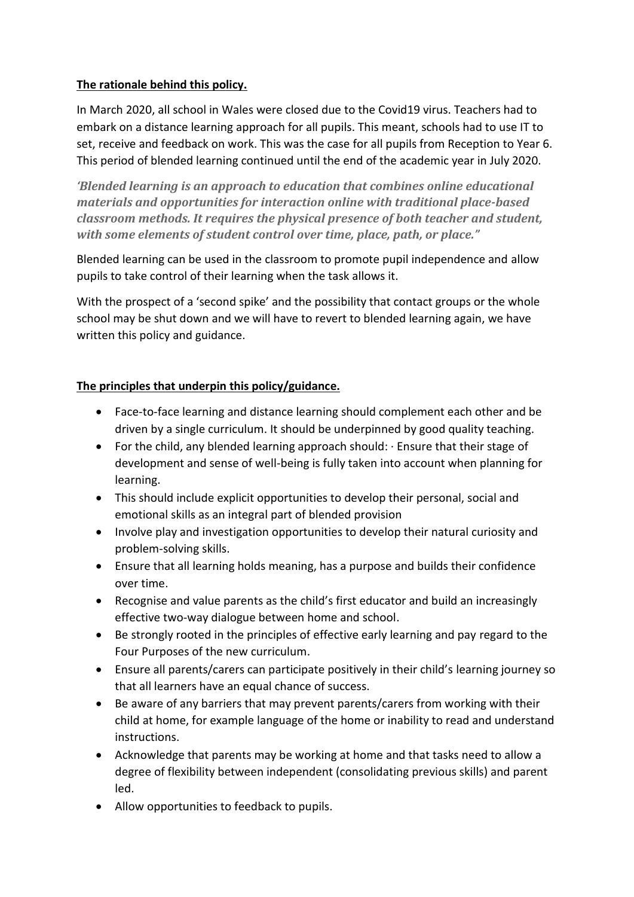**The rationale behind this policy.**

In March 2020, all school in Wales were closed due to the Covid19 virus. Teachers had to embark on a distance learning approach for all pupils. This meant, schools had to use IT to set, receive and feedback on work. This was the case for all pupils from Reception to Year 6. This period of blended learning continued until the end of the academic year in July 2020.

***'Blended learning is an approach to education that combines online educational materials and opportunities for interaction online with traditional place-based classroom methods. It requires the physical presence of both teacher and student, with some elements of student control over time, place, path, or place."***

Blended learning can be used in the classroom to promote pupil independence and allow pupils to take control of their learning when the task allows it.

With the prospect of a 'second spike' and the possibility that contact groups or the whole school may be shut down and we will have to revert to blended learning again, we have written this policy and guidance.

**The principles that underpin this policy/guidance.**

- Face-to-face learning and distance learning should complement each other and be driven by a single curriculum. It should be underpinned by good quality teaching.
- For the child, any blended learning approach should: · Ensure that their stage of development and sense of well-being is fully taken into account when planning for learning.
- This should include explicit opportunities to develop their personal, social and emotional skills as an integral part of blended provision
- Involve play and investigation opportunities to develop their natural curiosity and problem-solving skills.
- Ensure that all learning holds meaning, has a purpose and builds their confidence over time.
- Recognise and value parents as the child's first educator and build an increasingly effective two-way dialogue between home and school.
- Be strongly rooted in the principles of effective early learning and pay regard to the Four Purposes of the new curriculum.
- Ensure all parents/carers can participate positively in their child's learning journey so that all learners have an equal chance of success.
- Be aware of any barriers that may prevent parents/carers from working with their child at home, for example language of the home or inability to read and understand instructions.
- Acknowledge that parents may be working at home and that tasks need to allow a degree of flexibility between independent (consolidating previous skills) and parent led.
- Allow opportunities to feedback to pupils.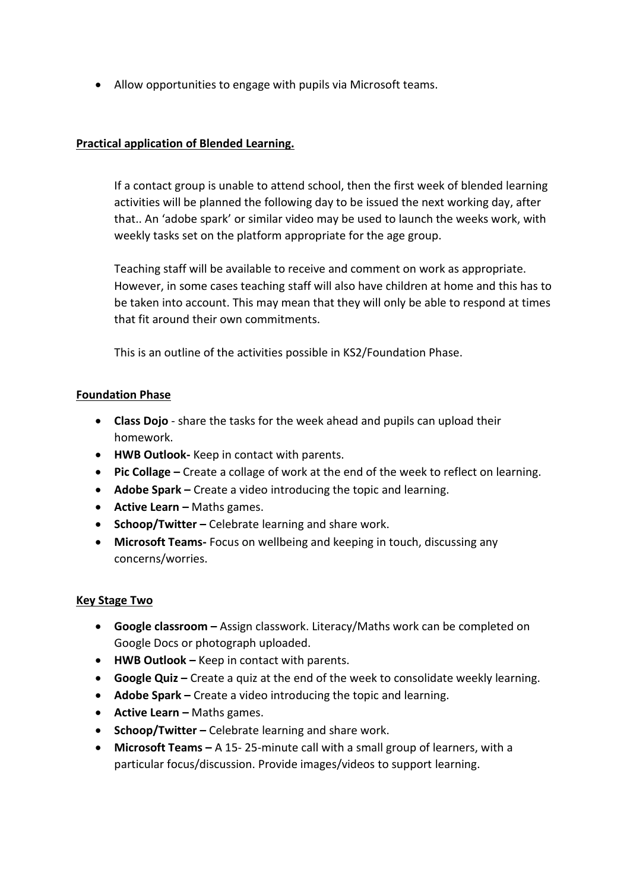- Allow opportunities to engage with pupils via Microsoft teams.

**Practical application of Blended Learning.**

If a contact group is unable to attend school, then the first week of blended learning activities will be planned the following day to be issued the next working day, after that.. An 'adobe spark' or similar video may be used to launch the weeks work, with weekly tasks set on the platform appropriate for the age group.

Teaching staff will be available to receive and comment on work as appropriate. However, in some cases teaching staff will also have children at home and this has to be taken into account. This may mean that they will only be able to respond at times that fit around their own commitments.

This is an outline of the activities possible in KS2/Foundation Phase.

**Foundation Phase**

- **Class Dojo** - share the tasks for the week ahead and pupils can upload their homework.
- **HWB Outlook-** Keep in contact with parents.
- **Pic Collage –** Create a collage of work at the end of the week to reflect on learning.
- **Adobe Spark –** Create a video introducing the topic and learning.
- **Active Learn –** Maths games.
- **Schoop/Twitter –** Celebrate learning and share work.
- **Microsoft Teams-** Focus on wellbeing and keeping in touch, discussing any concerns/worries.

**Key Stage Two**

- **Google classroom –** Assign classwork. Literacy/Maths work can be completed on Google Docs or photograph uploaded.
- **HWB Outlook –** Keep in contact with parents.
- **Google Quiz –** Create a quiz at the end of the week to consolidate weekly learning.
- **Adobe Spark –** Create a video introducing the topic and learning.
- **Active Learn –** Maths games.
- **Schoop/Twitter –** Celebrate learning and share work.
- **Microsoft Teams –** A 15- 25-minute call with a small group of learners, with a particular focus/discussion. Provide images/videos to support learning.